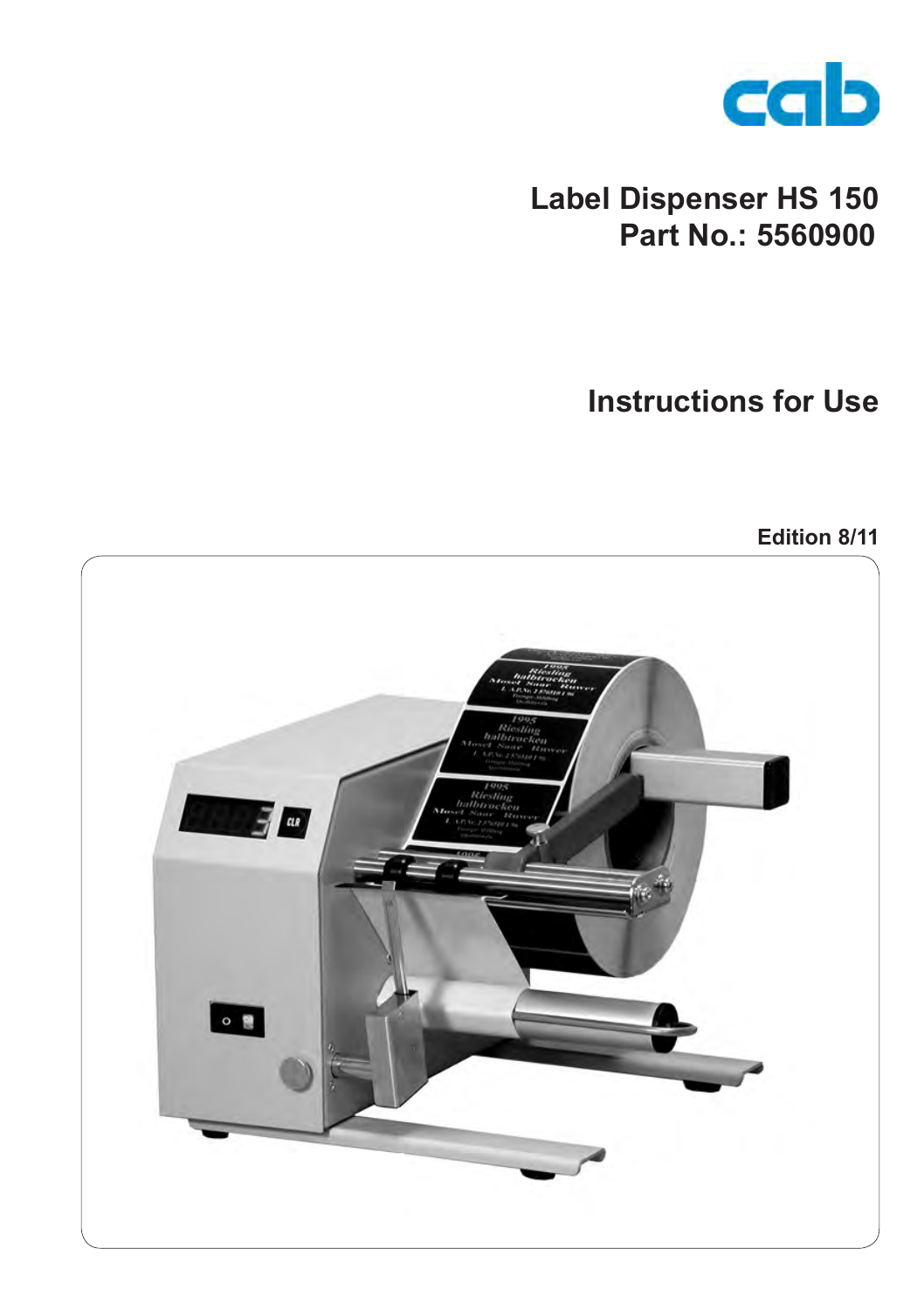cab

# Label Dispenser HS 150
# Part No.: 5560900

## Instructions for Use

**Edition 8/11**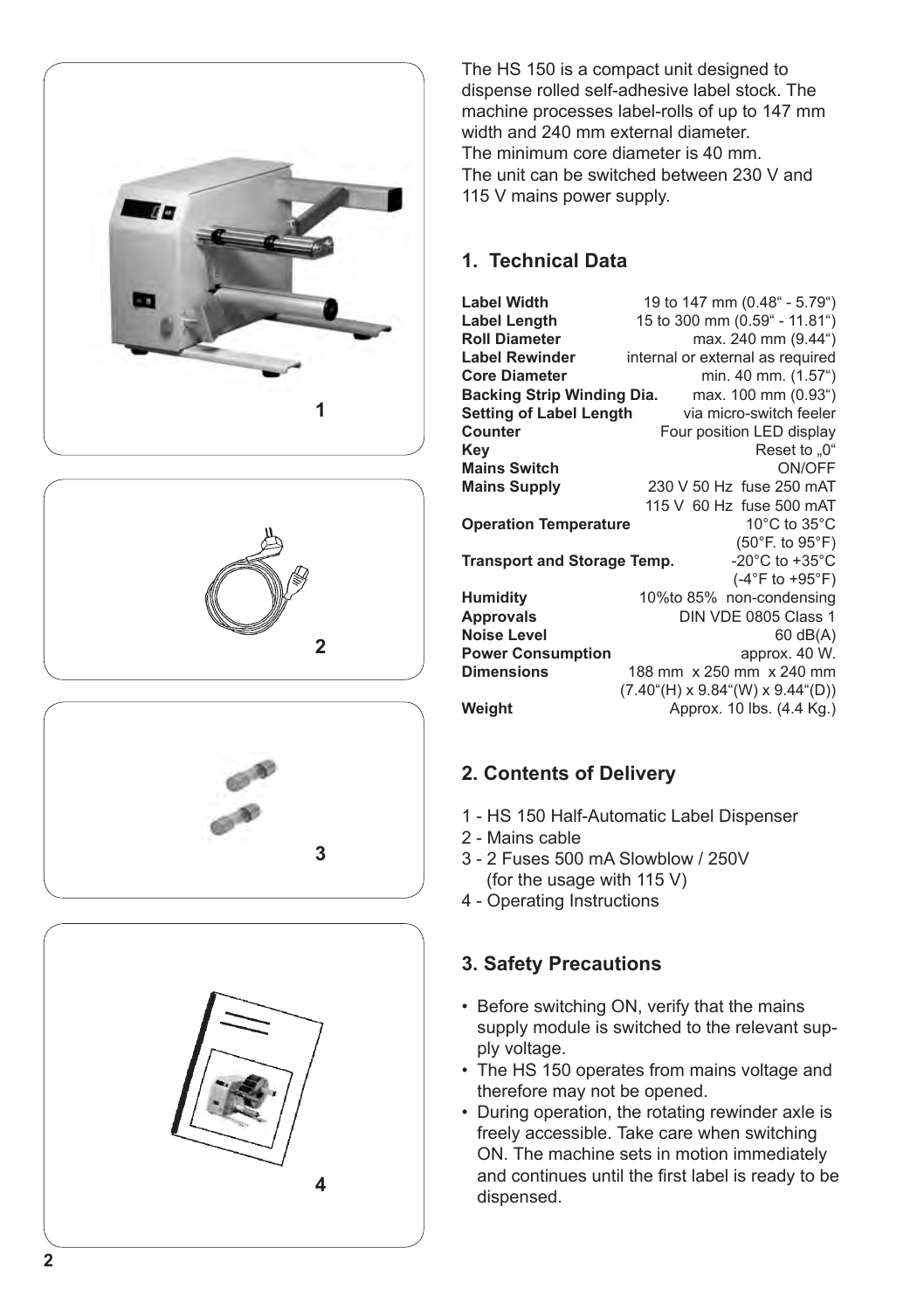The HS 150 is a compact unit designed to dispense rolled self-adhesive label stock. The machine processes label-rolls of up to 147 mm width and 240 mm external diameter.
The minimum core diameter is 40 mm.
The unit can be switched between 230 V and 115 V mains power supply.

## 1. Technical Data

| | |
|---|---|
| **Label Width** | 19 to 147 mm (0.48" - 5.79") |
| **Label Length** | 15 to 300 mm (0.59" - 11.81") |
| **Roll Diameter** | max. 240 mm (9.44") |
| **Label Rewinder** | internal or external as required |
| **Core Diameter** | min. 40 mm. (1.57") |
| **Backing Strip Winding Dia.** | max. 100 mm (0.93") |
| **Setting of Label Length** | via micro-switch feeler |
| **Counter** | Four position LED display |
| **Key** | Reset to „0" |
| **Mains Switch** | ON/OFF |
| **Mains Supply** | 230 V 50 Hz fuse 250 mAT<br>115 V 60 Hz fuse 500 mAT |
| **Operation Temperature** | 10°C to 35°C<br>(50°F. to 95°F) |
| **Transport and Storage Temp.** | -20°C to +35°C<br>(-4°F to +95°F) |
| **Humidity** | 10%to 85% non-condensing |
| **Approvals** | DIN VDE 0805 Class 1 |
| **Noise Level** | 60 dB(A) |
| **Power Consumption** | approx. 40 W. |
| **Dimensions** | 188 mm x 250 mm x 240 mm<br>(7.40"(H) x 9.84"(W) x 9.44"(D)) |
| **Weight** | Approx. 10 lbs. (4.4 Kg.) |

## 2. Contents of Delivery

1 - HS 150 Half-Automatic Label Dispenser
2 - Mains cable
3 - 2 Fuses 500 mA Slowblow / 250V
(for the usage with 115 V)
4 - Operating Instructions

## 3. Safety Precautions

- Before switching ON, verify that the mains supply module is switched to the relevant supply voltage.
- The HS 150 operates from mains voltage and therefore may not be opened.
- During operation, the rotating rewinder axle is freely accessible. Take care when switching ON. The machine sets in motion immediately and continues until the first label is ready to be dispensed.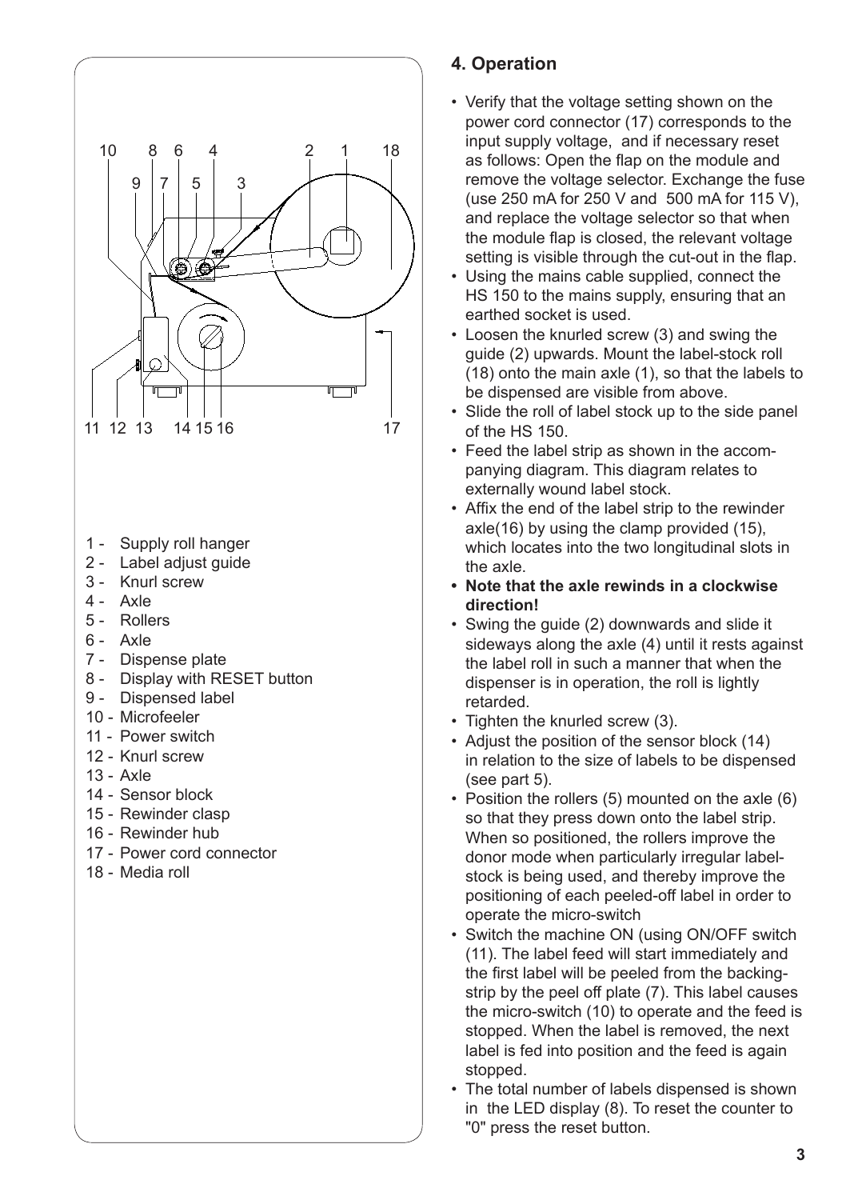1 - Supply roll hanger
2 - Label adjust guide
3 - Knurl screw
4 - Axle
5 - Rollers
6 - Axle
7 - Dispense plate
8 - Display with RESET button
9 - Dispensed label
10 - Microfeeler
11 - Power switch
12 - Knurl screw
13 - Axle
14 - Sensor block
15 - Rewinder clasp
16 - Rewinder hub
17 - Power cord connector
18 - Media roll

## 4. Operation

- Verify that the voltage setting shown on the power cord connector (17) corresponds to the input supply voltage, and if necessary reset as follows: Open the flap on the module and remove the voltage selector. Exchange the fuse (use 250 mA for 250 V and 500 mA for 115 V), and replace the voltage selector so that when the module flap is closed, the relevant voltage setting is visible through the cut-out in the flap.
- Using the mains cable supplied, connect the HS 150 to the mains supply, ensuring that an earthed socket is used.
- Loosen the knurled screw (3) and swing the guide (2) upwards. Mount the label-stock roll (18) onto the main axle (1), so that the labels to be dispensed are visible from above.
- Slide the roll of label stock up to the side panel of the HS 150.
- Feed the label strip as shown in the accompanying diagram. This diagram relates to externally wound label stock.
- Affix the end of the label strip to the rewinder axle(16) by using the clamp provided (15), which locates into the two longitudinal slots in the axle.
- **Note that the axle rewinds in a clockwise direction!**
- Swing the guide (2) downwards and slide it sideways along the axle (4) until it rests against the label roll in such a manner that when the dispenser is in operation, the roll is lightly retarded.
- Tighten the knurled screw (3).
- Adjust the position of the sensor block (14) in relation to the size of labels to be dispensed (see part 5).
- Position the rollers (5) mounted on the axle (6) so that they press down onto the label strip. When so positioned, the rollers improve the donor mode when particularly irregular label-stock is being used, and thereby improve the positioning of each peeled-off label in order to operate the micro-switch
- Switch the machine ON (using ON/OFF switch (11). The label feed will start immediately and the first label will be peeled from the backing-strip by the peel off plate (7). This label causes the micro-switch (10) to operate and the feed is stopped. When the label is removed, the next label is fed into position and the feed is again stopped.
- The total number of labels dispensed is shown in the LED display (8). To reset the counter to "0" press the reset button.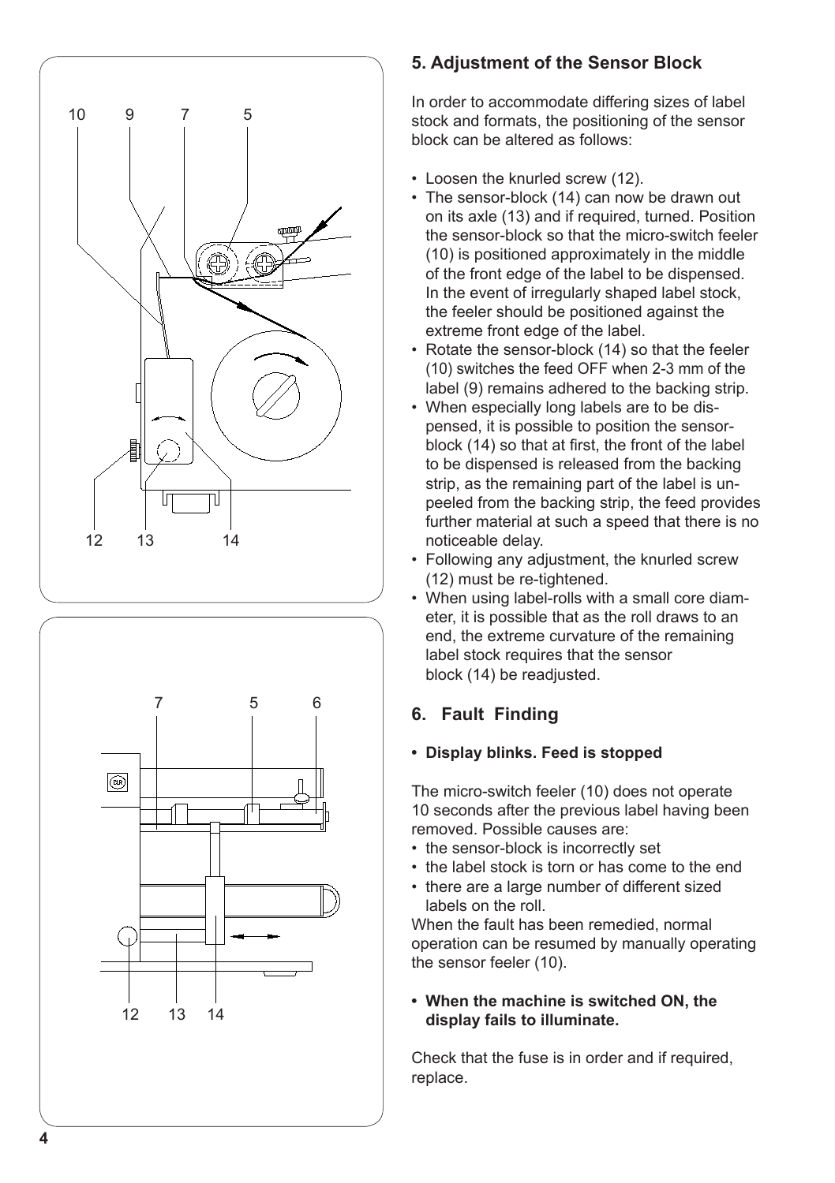## 5. Adjustment of the Sensor Block

In order to accommodate differing sizes of label stock and formats, the positioning of the sensor block can be altered as follows:

- Loosen the knurled screw (12).
- The sensor-block (14) can now be drawn out on its axle (13) and if required, turned. Position the sensor-block so that the micro-switch feeler (10) is positioned approximately in the middle of the front edge of the label to be dispensed. In the event of irregularly shaped label stock, the feeler should be positioned against the extreme front edge of the label.
- Rotate the sensor-block (14) so that the feeler (10) switches the feed OFF when 2-3 mm of the label (9) remains adhered to the backing strip.
- When especially long labels are to be dispensed, it is possible to position the sensor-block (14) so that at first, the front of the label to be dispensed is released from the backing strip, as the remaining part of the label is unpeeled from the backing strip, the feed provides further material at such a speed that there is no noticeable delay.
- Following any adjustment, the knurled screw (12) must be re-tightened.
- When using label-rolls with a small core diameter, it is possible that as the roll draws to an end, the extreme curvature of the remaining label stock requires that the sensor block (14) be readjusted.

## 6. Fault Finding

- **Display blinks. Feed is stopped**

The micro-switch feeler (10) does not operate 10 seconds after the previous label having been removed. Possible causes are:

- the sensor-block is incorrectly set
- the label stock is torn or has come to the end
- there are a large number of different sized labels on the roll.

When the fault has been remedied, normal operation can be resumed by manually operating the sensor feeler (10).

- **When the machine is switched ON, the display fails to illuminate.**

Check that the fuse is in order and if required, replace.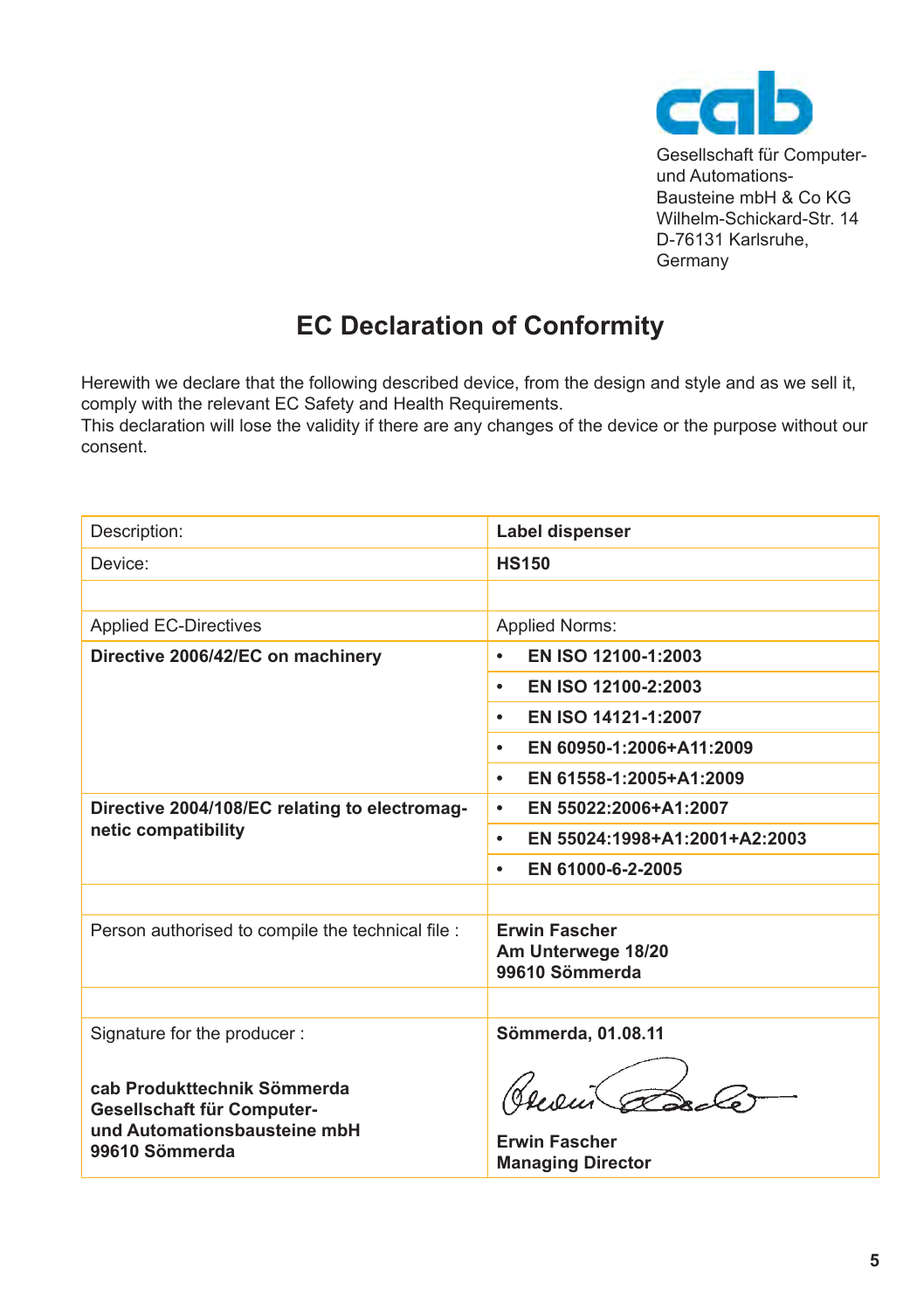cab

Gesellschaft für Computer-
und Automations-
Bausteine mbH & Co KG
Wilhelm-Schickard-Str. 14
D-76131 Karlsruhe,
Germany

# EC Declaration of Conformity

Herewith we declare that the following described device, from the design and style and as we sell it, comply with the relevant EC Safety and Health Requirements.
This declaration will lose the validity if there are any changes of the device or the purpose without our consent.

| Description: | **Label dispenser** |
|---|---|
| Device: | **HS150** |
| | |
| Applied EC-Directives | Applied Norms: |
| **Directive 2006/42/EC on machinery** | • **EN ISO 12100-1:2003** |
| | • **EN ISO 12100-2:2003** |
| | • **EN ISO 14121-1:2007** |
| | • **EN 60950-1:2006+A11:2009** |
| | • **EN 61558-1:2005+A1:2009** |
| **Directive 2004/108/EC relating to electromagnetic compatibility** | • **EN 55022:2006+A1:2007** |
| | • **EN 55024:1998+A1:2001+A2:2003** |
| | • **EN 61000-6-2-2005** |
| | |
| Person authorised to compile the technical file : | **Erwin Fascher**<br>**Am Unterwege 18/20**<br>**99610 Sömmerda** |
| | |
| Signature for the producer :<br><br>**cab Produkttechnik Sömmerda**<br>**Gesellschaft für Computer-**<br>**und Automationsbausteine mbH**<br>**99610 Sömmerda** | **Sömmerda, 01.08.11**<br><br>**Erwin Fascher**<br>**Managing Director** |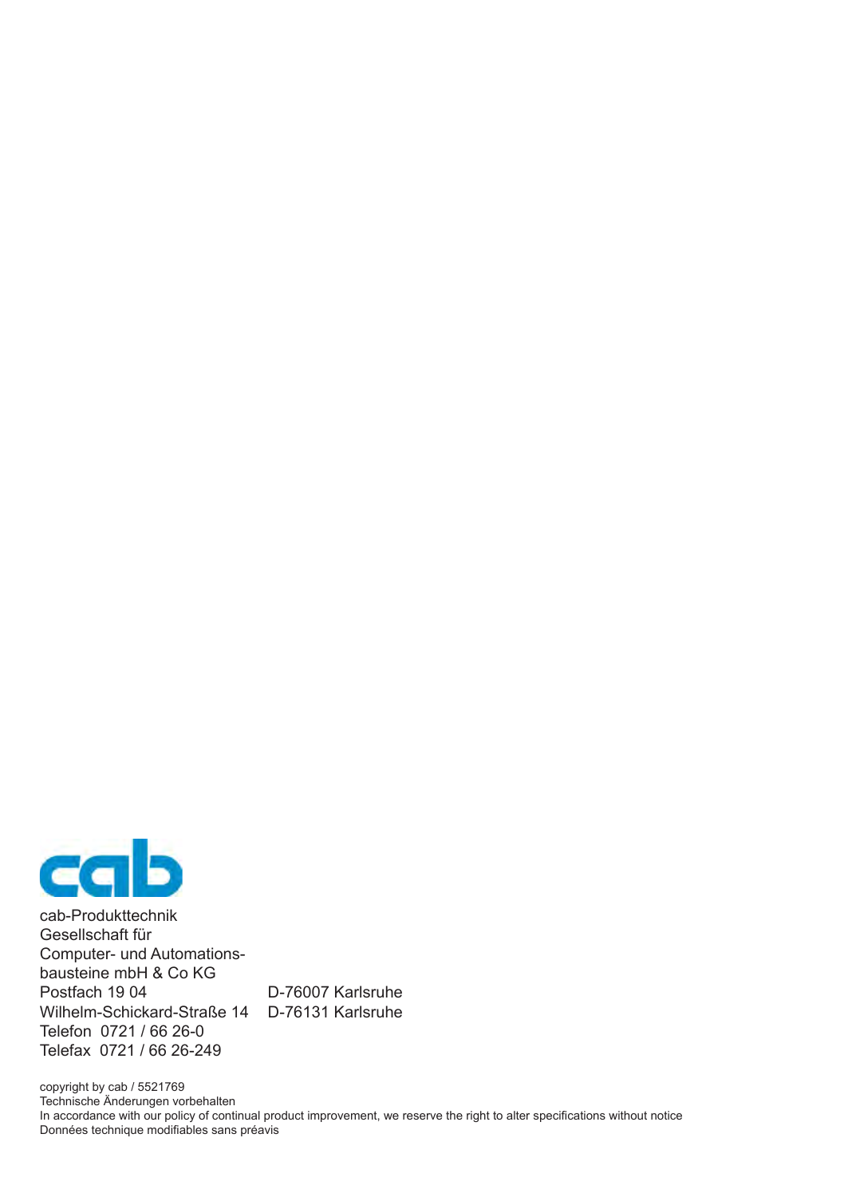cab

cab-Produkttechnik
Gesellschaft für
Computer- und Automations-
bausteine mbH & Co KG

| | |
|---|---|
| Postfach 19 04 | D-76007 Karlsruhe |
| Wilhelm-Schickard-Straße 14 | D-76131 Karlsruhe |

Telefon 0721 / 66 26-0
Telefax 0721 / 66 26-249

copyright by cab / 5521769
Technische Änderungen vorbehalten
In accordance with our policy of continual product improvement, we reserve the right to alter specifications without notice
Données technique modifiables sans préavis